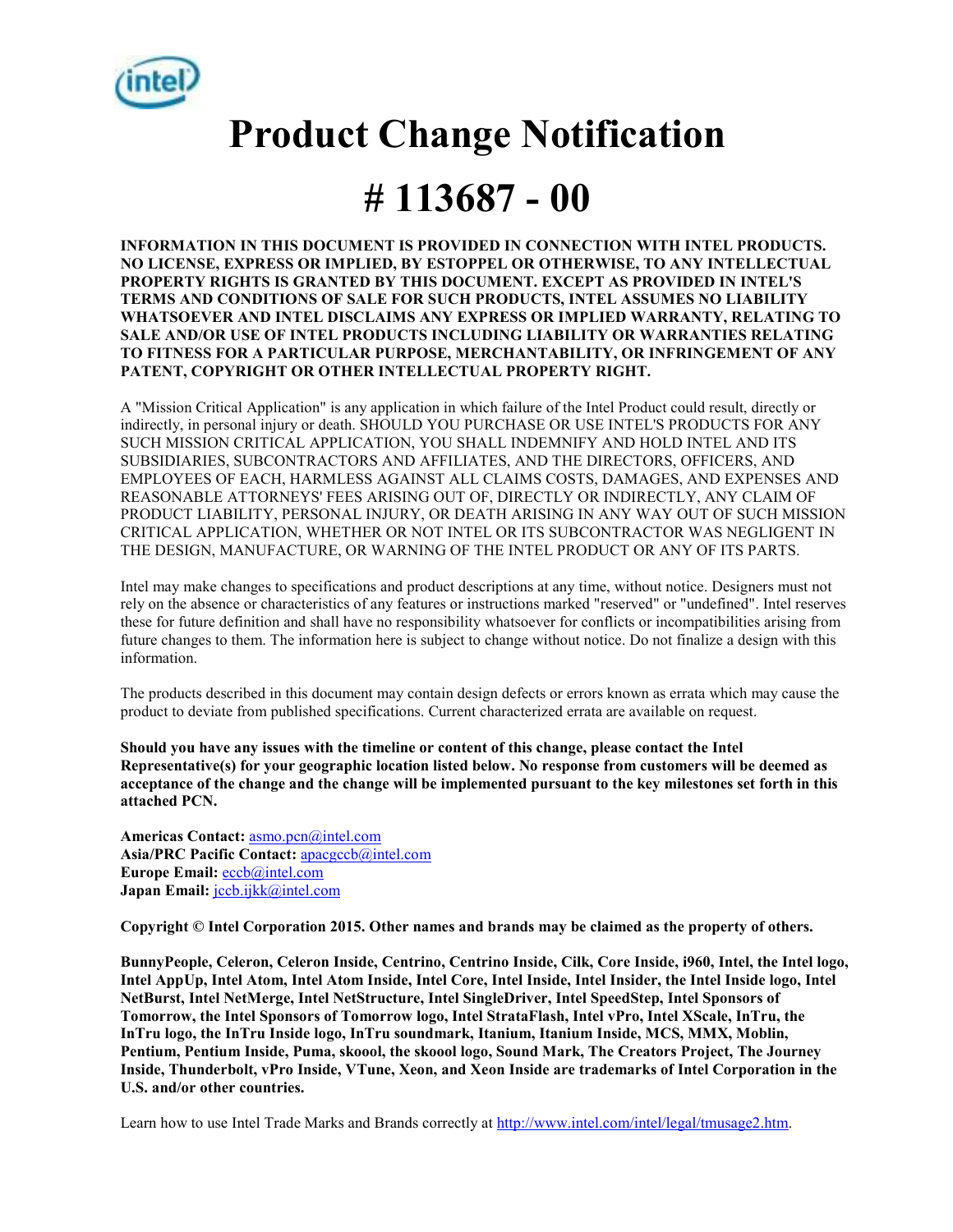# Product Change Notification

# # 113687 - 00

**INFORMATION IN THIS DOCUMENT IS PROVIDED IN CONNECTION WITH INTEL PRODUCTS. NO LICENSE, EXPRESS OR IMPLIED, BY ESTOPPEL OR OTHERWISE, TO ANY INTELLECTUAL PROPERTY RIGHTS IS GRANTED BY THIS DOCUMENT. EXCEPT AS PROVIDED IN INTEL'S TERMS AND CONDITIONS OF SALE FOR SUCH PRODUCTS, INTEL ASSUMES NO LIABILITY WHATSOEVER AND INTEL DISCLAIMS ANY EXPRESS OR IMPLIED WARRANTY, RELATING TO SALE AND/OR USE OF INTEL PRODUCTS INCLUDING LIABILITY OR WARRANTIES RELATING TO FITNESS FOR A PARTICULAR PURPOSE, MERCHANTABILITY, OR INFRINGEMENT OF ANY PATENT, COPYRIGHT OR OTHER INTELLECTUAL PROPERTY RIGHT.**

A "Mission Critical Application" is any application in which failure of the Intel Product could result, directly or indirectly, in personal injury or death. SHOULD YOU PURCHASE OR USE INTEL'S PRODUCTS FOR ANY SUCH MISSION CRITICAL APPLICATION, YOU SHALL INDEMNIFY AND HOLD INTEL AND ITS SUBSIDIARIES, SUBCONTRACTORS AND AFFILIATES, AND THE DIRECTORS, OFFICERS, AND EMPLOYEES OF EACH, HARMLESS AGAINST ALL CLAIMS COSTS, DAMAGES, AND EXPENSES AND REASONABLE ATTORNEYS' FEES ARISING OUT OF, DIRECTLY OR INDIRECTLY, ANY CLAIM OF PRODUCT LIABILITY, PERSONAL INJURY, OR DEATH ARISING IN ANY WAY OUT OF SUCH MISSION CRITICAL APPLICATION, WHETHER OR NOT INTEL OR ITS SUBCONTRACTOR WAS NEGLIGENT IN THE DESIGN, MANUFACTURE, OR WARNING OF THE INTEL PRODUCT OR ANY OF ITS PARTS.

Intel may make changes to specifications and product descriptions at any time, without notice. Designers must not rely on the absence or characteristics of any features or instructions marked "reserved" or "undefined". Intel reserves these for future definition and shall have no responsibility whatsoever for conflicts or incompatibilities arising from future changes to them. The information here is subject to change without notice. Do not finalize a design with this information.

The products described in this document may contain design defects or errors known as errata which may cause the product to deviate from published specifications. Current characterized errata are available on request.

**Should you have any issues with the timeline or content of this change, please contact the Intel Representative(s) for your geographic location listed below. No response from customers will be deemed as acceptance of the change and the change will be implemented pursuant to the key milestones set forth in this attached PCN.**

**Americas Contact:** asmo.pcn@intel.com
**Asia/PRC Pacific Contact:** apacgccb@intel.com
**Europe Email:** eccb@intel.com
**Japan Email:** jccb.ijkk@intel.com

**Copyright © Intel Corporation 2015. Other names and brands may be claimed as the property of others.**

**BunnyPeople, Celeron, Celeron Inside, Centrino, Centrino Inside, Cilk, Core Inside, i960, Intel, the Intel logo, Intel AppUp, Intel Atom, Intel Atom Inside, Intel Core, Intel Inside, Intel Insider, the Intel Inside logo, Intel NetBurst, Intel NetMerge, Intel NetStructure, Intel SingleDriver, Intel SpeedStep, Intel Sponsors of Tomorrow, the Intel Sponsors of Tomorrow logo, Intel StrataFlash, Intel vPro, Intel XScale, InTru, the InTru logo, the InTru Inside logo, InTru soundmark, Itanium, Itanium Inside, MCS, MMX, Moblin, Pentium, Pentium Inside, Puma, skoool, the skoool logo, Sound Mark, The Creators Project, The Journey Inside, Thunderbolt, vPro Inside, VTune, Xeon, and Xeon Inside are trademarks of Intel Corporation in the U.S. and/or other countries.**

Learn how to use Intel Trade Marks and Brands correctly at http://www.intel.com/intel/legal/tmusage2.htm.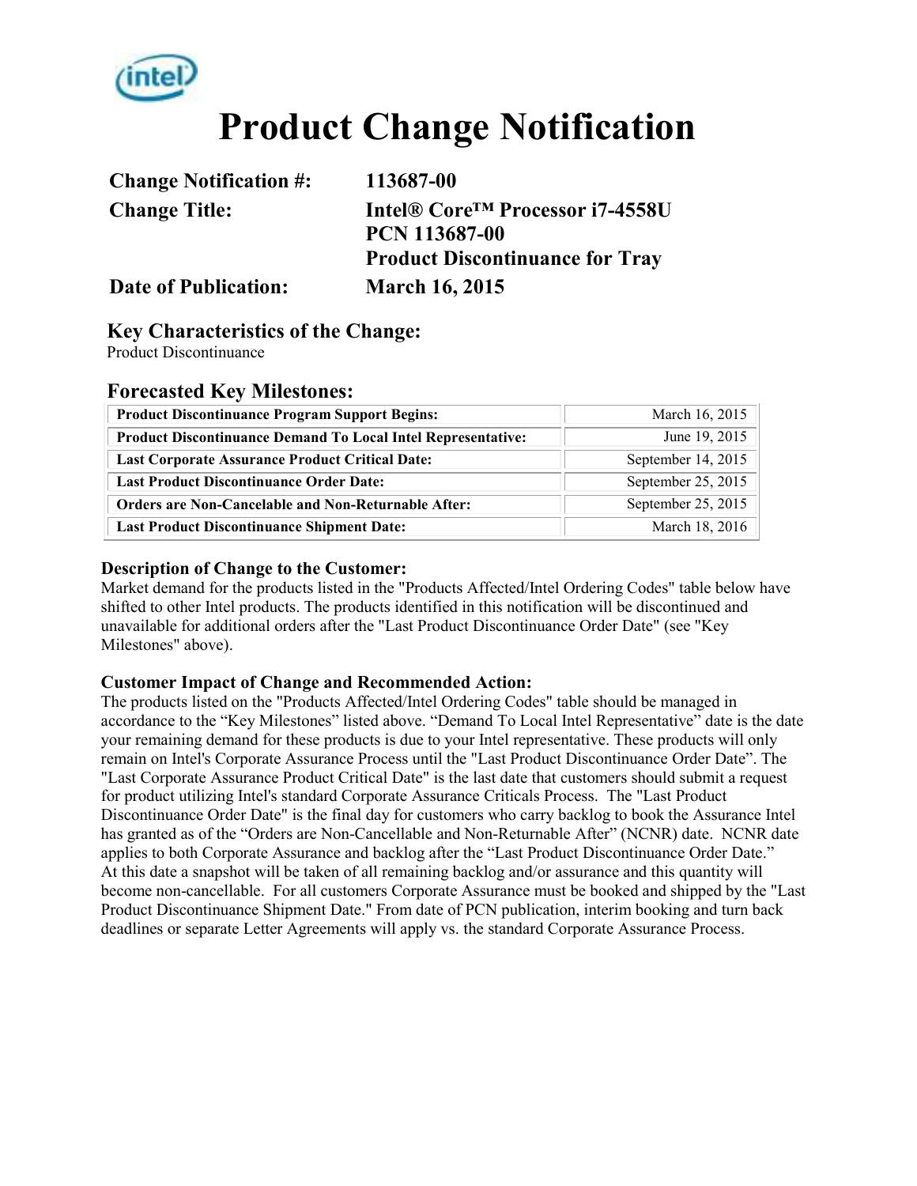# Product Change Notification

| | |
|---|---|
| **Change Notification #:** | **113687-00** |
| **Change Title:** | **Intel® Core™ Processor i7-4558U PCN 113687-00 Product Discontinuance for Tray** |
| **Date of Publication:** | **March 16, 2015** |

## Key Characteristics of the Change:

Product Discontinuance

## Forecasted Key Milestones:

| | |
|---|---|
| **Product Discontinuance Program Support Begins:** | March 16, 2015 |
| **Product Discontinuance Demand To Local Intel Representative:** | June 19, 2015 |
| **Last Corporate Assurance Product Critical Date:** | September 14, 2015 |
| **Last Product Discontinuance Order Date:** | September 25, 2015 |
| **Orders are Non-Cancelable and Non-Returnable After:** | September 25, 2015 |
| **Last Product Discontinuance Shipment Date:** | March 18, 2016 |

### Description of Change to the Customer:

Market demand for the products listed in the "Products Affected/Intel Ordering Codes" table below have shifted to other Intel products. The products identified in this notification will be discontinued and unavailable for additional orders after the "Last Product Discontinuance Order Date" (see "Key Milestones" above).

### Customer Impact of Change and Recommended Action:

The products listed on the "Products Affected/Intel Ordering Codes" table should be managed in accordance to the “Key Milestones” listed above. “Demand To Local Intel Representative” date is the date your remaining demand for these products is due to your Intel representative. These products will only remain on Intel's Corporate Assurance Process until the "Last Product Discontinuance Order Date”. The "Last Corporate Assurance Product Critical Date" is the last date that customers should submit a request for product utilizing Intel's standard Corporate Assurance Criticals Process. The "Last Product Discontinuance Order Date" is the final day for customers who carry backlog to book the Assurance Intel has granted as of the “Orders are Non-Cancellable and Non-Returnable After” (NCNR) date. NCNR date applies to both Corporate Assurance and backlog after the “Last Product Discontinuance Order Date.” At this date a snapshot will be taken of all remaining backlog and/or assurance and this quantity will become non-cancellable. For all customers Corporate Assurance must be booked and shipped by the "Last Product Discontinuance Shipment Date." From date of PCN publication, interim booking and turn back deadlines or separate Letter Agreements will apply vs. the standard Corporate Assurance Process.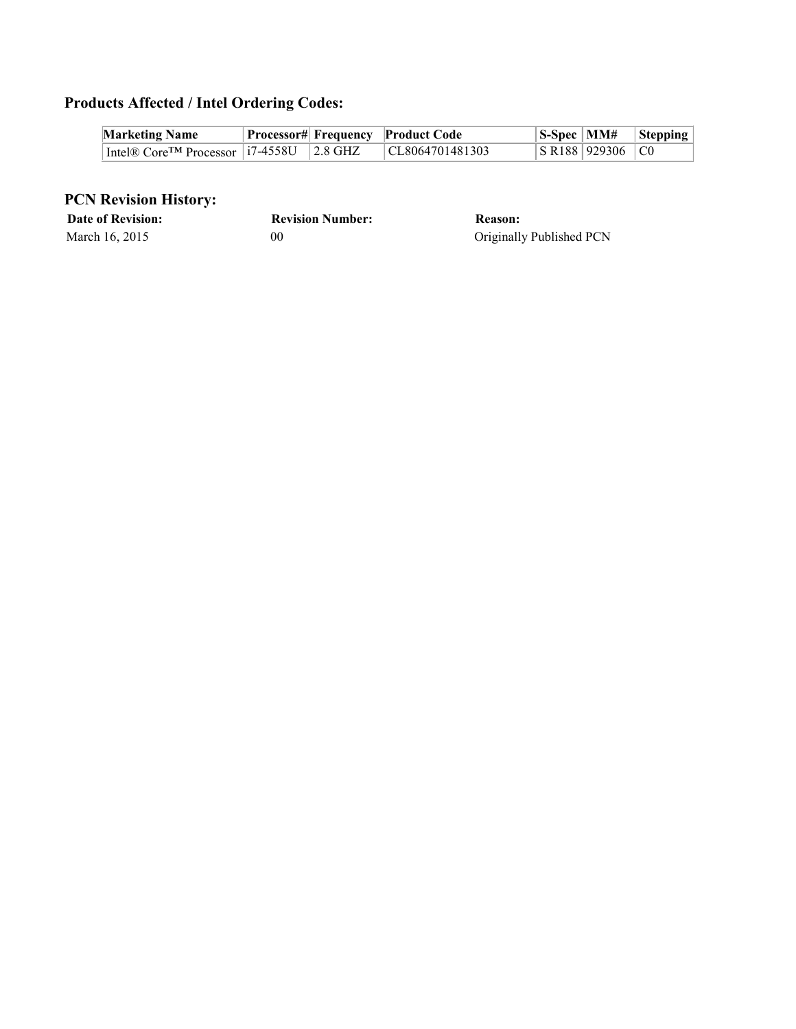## Products Affected / Intel Ordering Codes:

| Marketing Name | Processor# | Frequency | Product Code | S-Spec | MM# | Stepping |
|---|---|---|---|---|---|---|
| Intel® Core™ Processor | i7-4558U | 2.8 GHZ | CL8064701481303 | S R188 | 929306 | C0 |

## PCN Revision History:

| Date of Revision: | Revision Number: | Reason: |
|---|---|---|
| March 16, 2015 | 00 | Originally Published PCN |